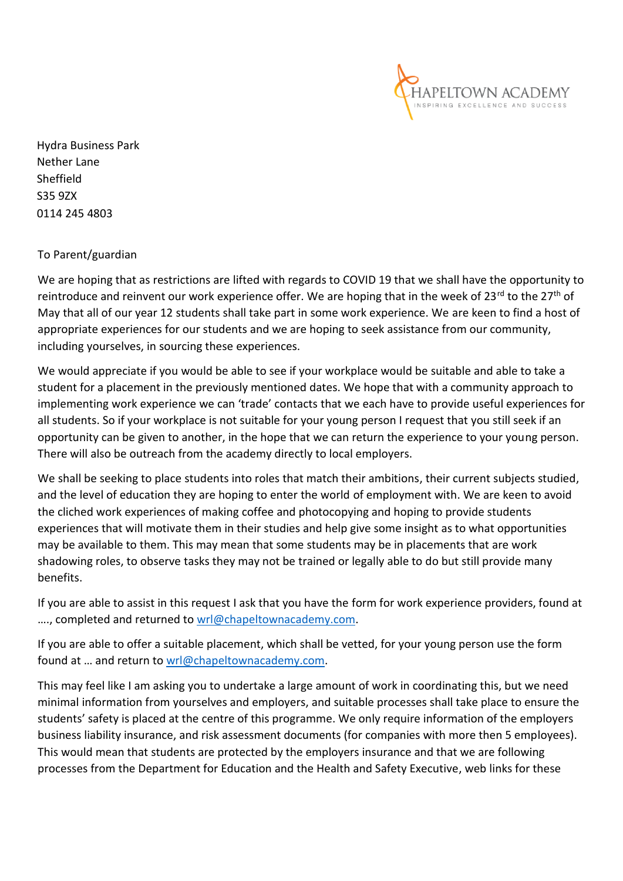CHAPELTOWN ACADEMY
INSPIRING EXCELLENCE AND SUCCESS

Hydra Business Park
Nether Lane
Sheffield
S35 9ZX
0114 245 4803

To Parent/guardian

We are hoping that as restrictions are lifted with regards to COVID 19 that we shall have the opportunity to reintroduce and reinvent our work experience offer. We are hoping that in the week of 23rd to the 27th of May that all of our year 12 students shall take part in some work experience. We are keen to find a host of appropriate experiences for our students and we are hoping to seek assistance from our community, including yourselves, in sourcing these experiences.

We would appreciate if you would be able to see if your workplace would be suitable and able to take a student for a placement in the previously mentioned dates. We hope that with a community approach to implementing work experience we can 'trade' contacts that we each have to provide useful experiences for all students. So if your workplace is not suitable for your young person I request that you still seek if an opportunity can be given to another, in the hope that we can return the experience to your young person. There will also be outreach from the academy directly to local employers.

We shall be seeking to place students into roles that match their ambitions, their current subjects studied, and the level of education they are hoping to enter the world of employment with. We are keen to avoid the cliched work experiences of making coffee and photocopying and hoping to provide students experiences that will motivate them in their studies and help give some insight as to what opportunities may be available to them. This may mean that some students may be in placements that are work shadowing roles, to observe tasks they may not be trained or legally able to do but still provide many benefits.

If you are able to assist in this request I ask that you have the form for work experience providers, found at …., completed and returned to wrl@chapeltownacademy.com.

If you are able to offer a suitable placement, which shall be vetted, for your young person use the form found at … and return to wrl@chapeltownacademy.com.

This may feel like I am asking you to undertake a large amount of work in coordinating this, but we need minimal information from yourselves and employers, and suitable processes shall take place to ensure the students' safety is placed at the centre of this programme. We only require information of the employers business liability insurance, and risk assessment documents (for companies with more then 5 employees). This would mean that students are protected by the employers insurance and that we are following processes from the Department for Education and the Health and Safety Executive, web links for these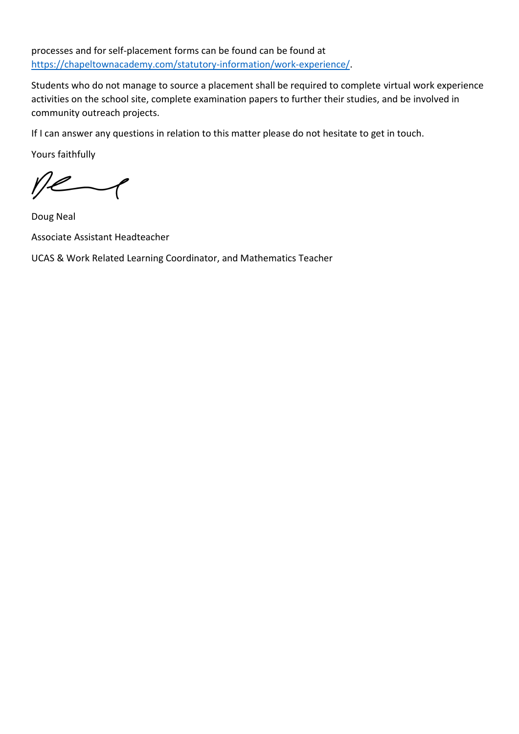processes and for self-placement forms can be found can be found at [https://chapeltownacademy.com/statutory-information/work-experience/](https://chapeltownacademy.com/statutory-information/work-experience/).

Students who do not manage to source a placement shall be required to complete virtual work experience activities on the school site, complete examination papers to further their studies, and be involved in community outreach projects.

If I can answer any questions in relation to this matter please do not hesitate to get in touch.

Yours faithfully

Doug Neal

Associate Assistant Headteacher

UCAS & Work Related Learning Coordinator, and Mathematics Teacher